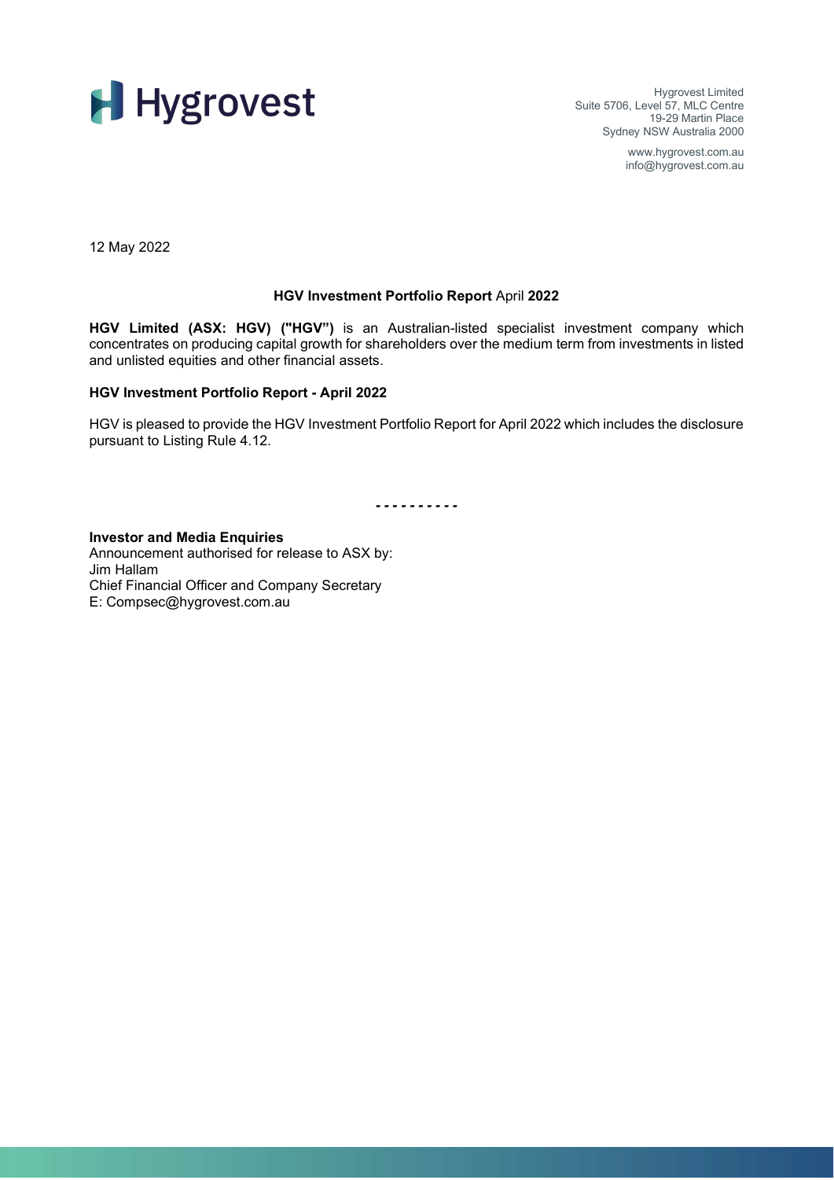**Hygrovest**

Hygrovest Limited
Suite 5706, Level 57, MLC Centre
19-29 Martin Place
Sydney NSW Australia 2000

www.hygrovest.com.au
info@hygrovest.com.au

12 May 2022

**HGV Investment Portfolio Report** April **2022**

**HGV Limited (ASX: HGV) ("HGV")** is an Australian-listed specialist investment company which concentrates on producing capital growth for shareholders over the medium term from investments in listed and unlisted equities and other financial assets.

**HGV Investment Portfolio Report - April 2022**

HGV is pleased to provide the HGV Investment Portfolio Report for April 2022 which includes the disclosure pursuant to Listing Rule 4.12.

- - - - - - - - - -

**Investor and Media Enquiries**
Announcement authorised for release to ASX by:
Jim Hallam
Chief Financial Officer and Company Secretary
E: Compsec@hygrovest.com.au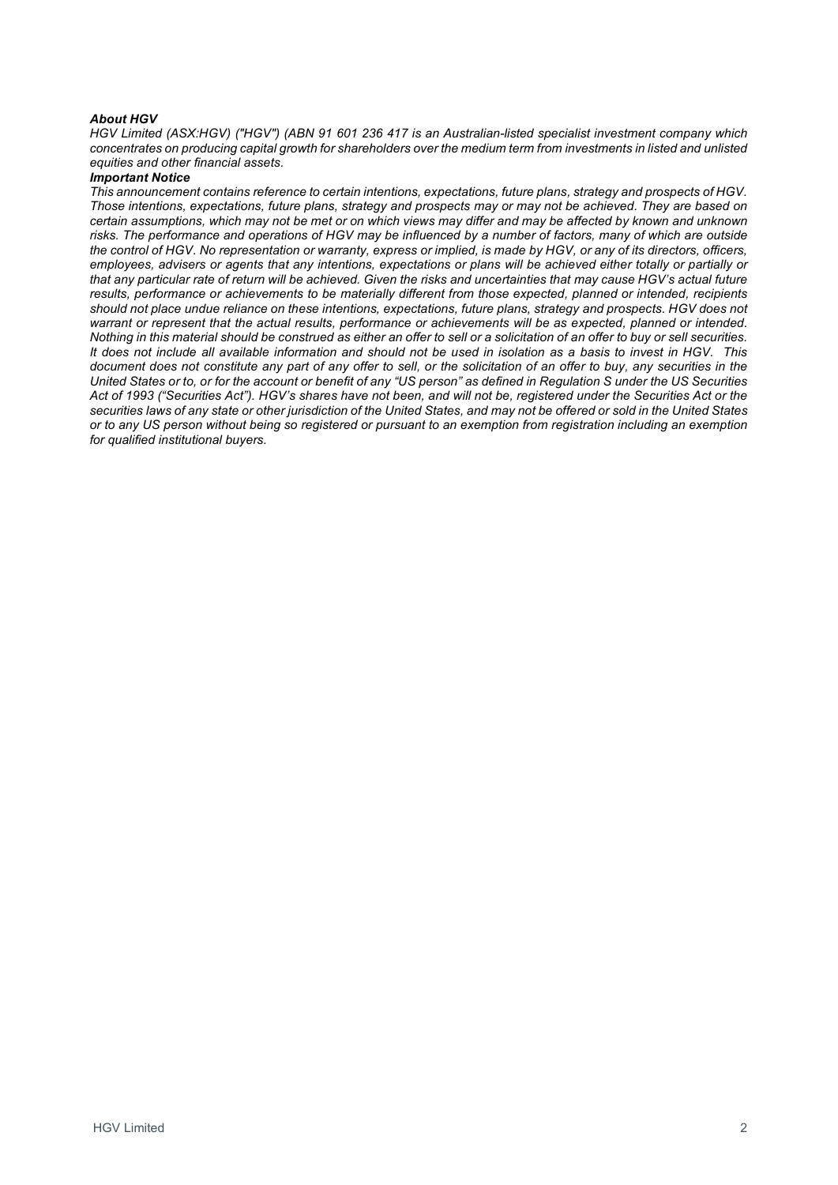***About HGV***

*HGV Limited (ASX:HGV) ("HGV") (ABN 91 601 236 417 is an Australian-listed specialist investment company which concentrates on producing capital growth for shareholders over the medium term from investments in listed and unlisted equities and other financial assets.*

***Important Notice***

*This announcement contains reference to certain intentions, expectations, future plans, strategy and prospects of HGV. Those intentions, expectations, future plans, strategy and prospects may or may not be achieved. They are based on certain assumptions, which may not be met or on which views may differ and may be affected by known and unknown risks. The performance and operations of HGV may be influenced by a number of factors, many of which are outside the control of HGV. No representation or warranty, express or implied, is made by HGV, or any of its directors, officers, employees, advisers or agents that any intentions, expectations or plans will be achieved either totally or partially or that any particular rate of return will be achieved. Given the risks and uncertainties that may cause HGV's actual future results, performance or achievements to be materially different from those expected, planned or intended, recipients should not place undue reliance on these intentions, expectations, future plans, strategy and prospects. HGV does not warrant or represent that the actual results, performance or achievements will be as expected, planned or intended. Nothing in this material should be construed as either an offer to sell or a solicitation of an offer to buy or sell securities. It does not include all available information and should not be used in isolation as a basis to invest in HGV. This document does not constitute any part of any offer to sell, or the solicitation of an offer to buy, any securities in the United States or to, or for the account or benefit of any "US person" as defined in Regulation S under the US Securities Act of 1993 ("Securities Act"). HGV's shares have not been, and will not be, registered under the Securities Act or the securities laws of any state or other jurisdiction of the United States, and may not be offered or sold in the United States or to any US person without being so registered or pursuant to an exemption from registration including an exemption for qualified institutional buyers.*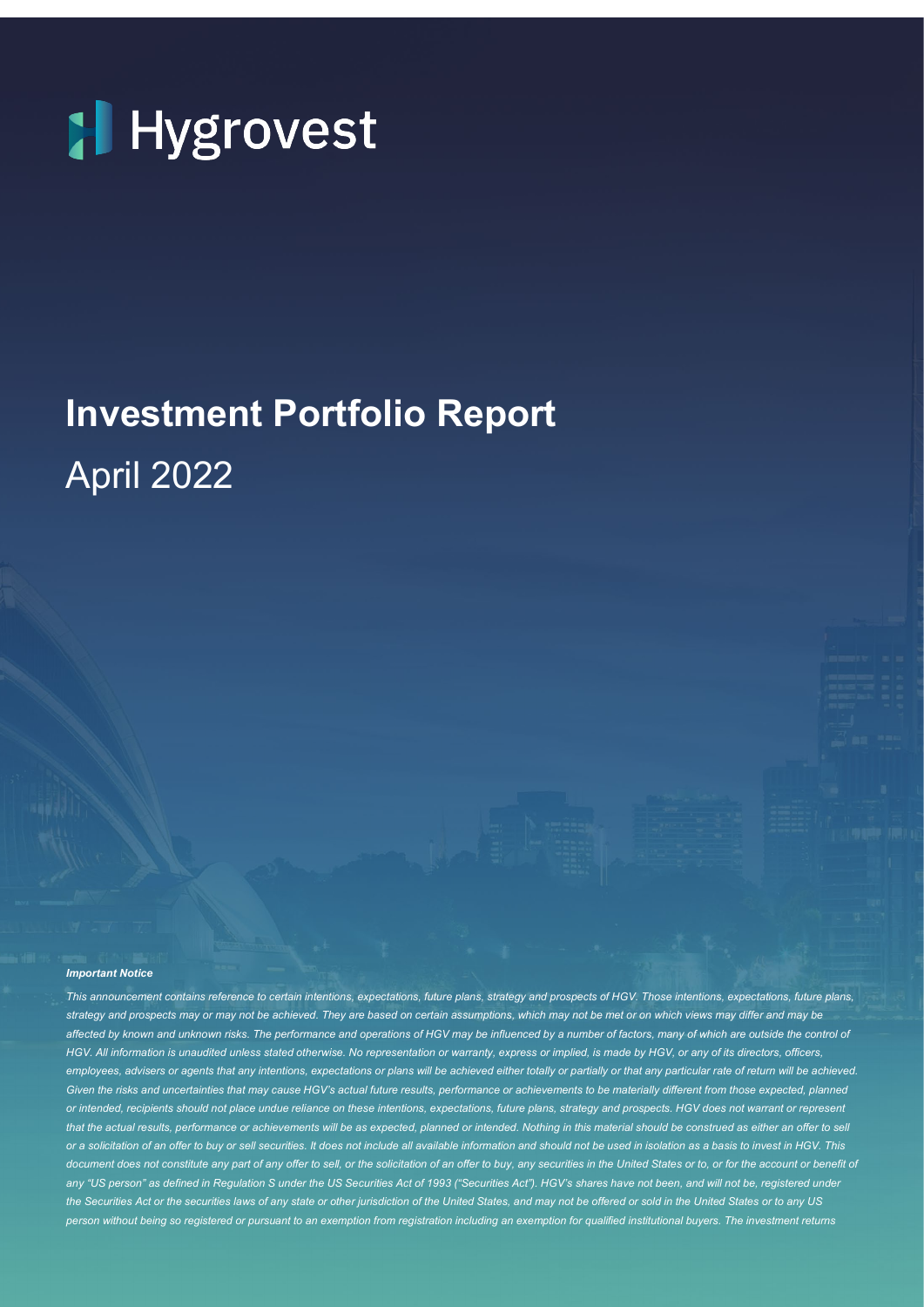# Hygrovest

# Investment Portfolio Report

April 2022

***Important Notice***

*This announcement contains reference to certain intentions, expectations, future plans, strategy and prospects of HGV. Those intentions, expectations, future plans, strategy and prospects may or may not be achieved. They are based on certain assumptions, which may not be met or on which views may differ and may be affected by known and unknown risks. The performance and operations of HGV may be influenced by a number of factors, many of which are outside the control of HGV. All information is unaudited unless stated otherwise. No representation or warranty, express or implied, is made by HGV, or any of its directors, officers, employees, advisers or agents that any intentions, expectations or plans will be achieved either totally or partially or that any particular rate of return will be achieved. Given the risks and uncertainties that may cause HGV's actual future results, performance or achievements to be materially different from those expected, planned or intended, recipients should not place undue reliance on these intentions, expectations, future plans, strategy and prospects. HGV does not warrant or represent that the actual results, performance or achievements will be as expected, planned or intended. Nothing in this material should be construed as either an offer to sell or a solicitation of an offer to buy or sell securities. It does not include all available information and should not be used in isolation as a basis to invest in HGV. This document does not constitute any part of any offer to sell, or the solicitation of an offer to buy, any securities in the United States or to, or for the account or benefit of any "US person" as defined in Regulation S under the US Securities Act of 1993 ("Securities Act"). HGV's shares have not been, and will not be, registered under the Securities Act or the securities laws of any state or other jurisdiction of the United States, and may not be offered or sold in the United States or to any US person without being so registered or pursuant to an exemption from registration including an exemption for qualified institutional buyers. The investment returns*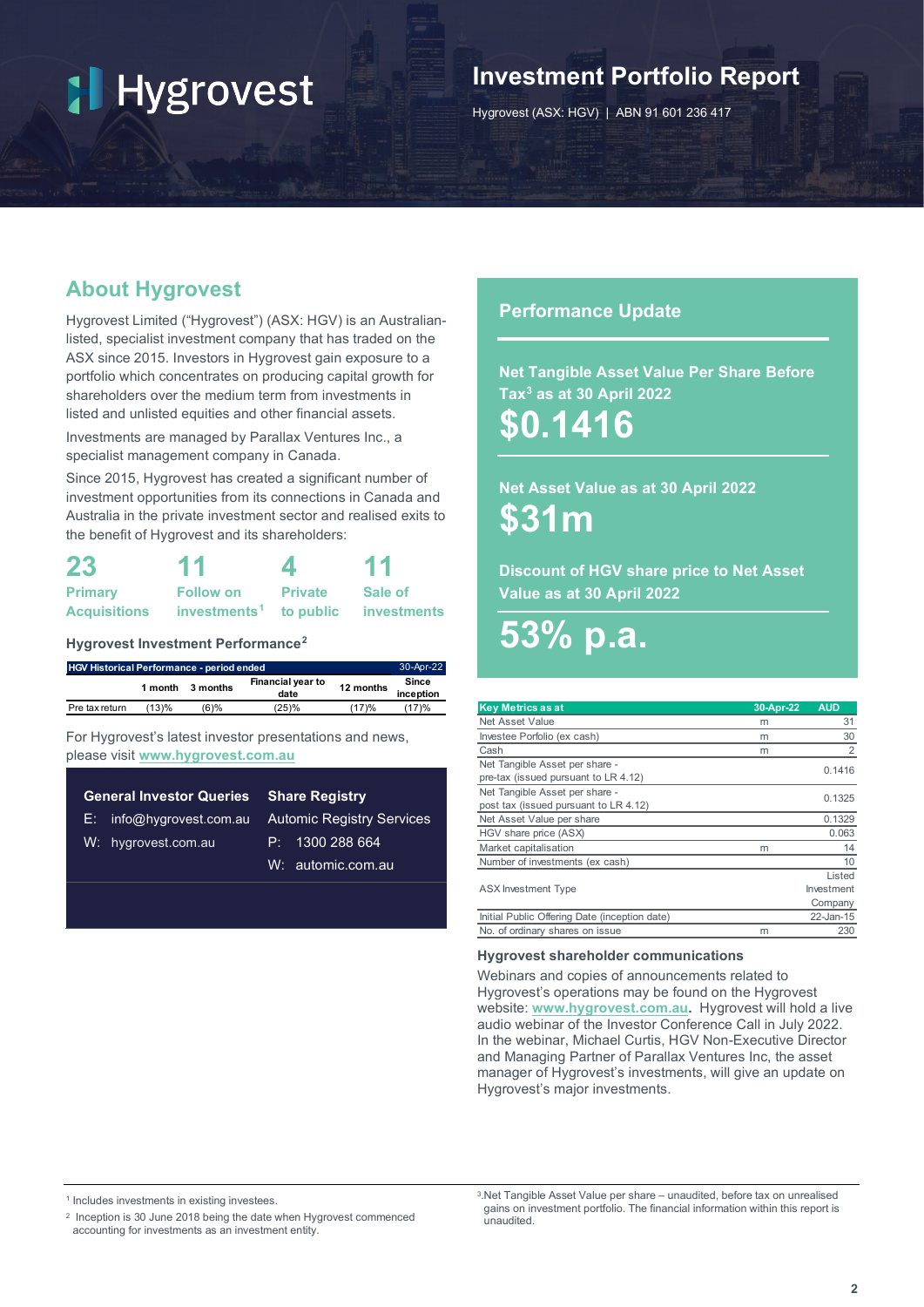# Hygrovest

## Investment Portfolio Report

Hygrovest (ASX: HGV) | ABN 91 601 236 417

## About Hygrovest

Hygrovest Limited ("Hygrovest") (ASX: HGV) is an Australian-listed, specialist investment company that has traded on the ASX since 2015. Investors in Hygrovest gain exposure to a portfolio which concentrates on producing capital growth for shareholders over the medium term from investments in listed and unlisted equities and other financial assets.

Investments are managed by Parallax Ventures Inc., a specialist management company in Canada.

Since 2015, Hygrovest has created a significant number of investment opportunities from its connections in Canada and Australia in the private investment sector and realised exits to the benefit of Hygrovest and its shareholders:

**23** Primary Acquisitions

**11** Follow on investments[1]

**4** Private to public

**11** Sale of investments

### Hygrovest Investment Performance[2]

| HGV Historical Performance - period ended | | | | | 30-Apr-22 |
|---|---|---|---|---|---|
| | 1 month | 3 months | Financial year to date | 12 months | Since inception |
| Pre tax return | (13)% | (6)% | (25)% | (17)% | (17)% |

For Hygrovest's latest investor presentations and news, please visit www.hygrovest.com.au

**General Investor Queries**

E: info@hygrovest.com.au

W: hygrovest.com.au

**Share Registry**

Automic Registry Services

P: 1300 288 664

W: automic.com.au

## Performance Update

**Net Tangible Asset Value Per Share Before Tax[3] as at 30 April 2022**

**$0.1416**

**Net Asset Value as at 30 April 2022**

**$31m**

**Discount of HGV share price to Net Asset Value as at 30 April 2022**

**53% p.a.**

| Key Metrics as at | 30-Apr-22 | AUD |
|---|---|---|
| Net Asset Value | m | 31 |
| Investee Porfolio (ex cash) | m | 30 |
| Cash | m | 2 |
| Net Tangible Asset per share - pre-tax (issued pursuant to LR 4.12) | | 0.1416 |
| Net Tangible Asset per share - post tax (issued pursuant to LR 4.12) | | 0.1325 |
| Net Asset Value per share | | 0.1329 |
| HGV share price (ASX) | | 0.063 |
| Market capitalisation | m | 14 |
| Number of investments (ex cash) | | 10 |
| ASX Investment Type | | Listed Investment Company |
| Initial Public Offering Date (inception date) | | 22-Jan-15 |
| No. of ordinary shares on issue | m | 230 |

### Hygrovest shareholder communications

Webinars and copies of announcements related to Hygrovest's operations may be found on the Hygrovest website: **www.hygrovest.com.au**. Hygrovest will hold a live audio webinar of the Investor Conference Call in July 2022. In the webinar, Michael Curtis, HGV Non-Executive Director and Managing Partner of Parallax Ventures Inc, the asset manager of Hygrovest's investments, will give an update on Hygrovest's major investments.

---

[1] Includes investments in existing investees.

[2] Inception is 30 June 2018 being the date when Hygrovest commenced accounting for investments as an investment entity.

[3] Net Tangible Asset Value per share – unaudited, before tax on unrealised gains on investment portfolio. The financial information within this report is unaudited.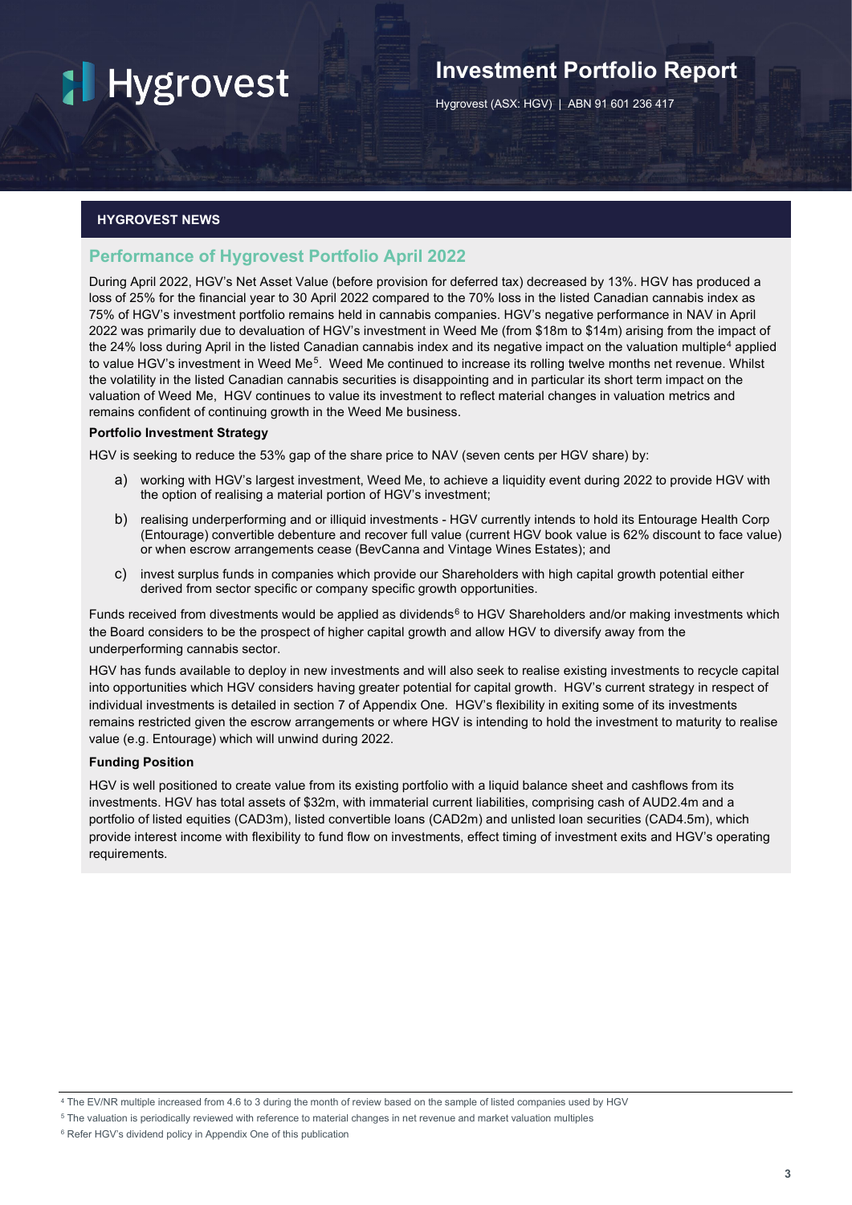## HYGROVEST NEWS

### Performance of Hygrovest Portfolio April 2022

During April 2022, HGV's Net Asset Value (before provision for deferred tax) decreased by 13%. HGV has produced a loss of 25% for the financial year to 30 April 2022 compared to the 70% loss in the listed Canadian cannabis index as 75% of HGV's investment portfolio remains held in cannabis companies. HGV's negative performance in NAV in April 2022 was primarily due to devaluation of HGV's investment in Weed Me (from \$18m to \$14m) arising from the impact of the 24% loss during April in the listed Canadian cannabis index and its negative impact on the valuation multiple[4] applied to value HGV's investment in Weed Me[5]. Weed Me continued to increase its rolling twelve months net revenue. Whilst the volatility in the listed Canadian cannabis securities is disappointing and in particular its short term impact on the valuation of Weed Me, HGV continues to value its investment to reflect material changes in valuation metrics and remains confident of continuing growth in the Weed Me business.

**Portfolio Investment Strategy**

HGV is seeking to reduce the 53% gap of the share price to NAV (seven cents per HGV share) by:

a) working with HGV's largest investment, Weed Me, to achieve a liquidity event during 2022 to provide HGV with the option of realising a material portion of HGV's investment;

b) realising underperforming and or illiquid investments - HGV currently intends to hold its Entourage Health Corp (Entourage) convertible debenture and recover full value (current HGV book value is 62% discount to face value) or when escrow arrangements cease (BevCanna and Vintage Wines Estates); and

c) invest surplus funds in companies which provide our Shareholders with high capital growth potential either derived from sector specific or company specific growth opportunities.

Funds received from divestments would be applied as dividends[6] to HGV Shareholders and/or making investments which the Board considers to be the prospect of higher capital growth and allow HGV to diversify away from the underperforming cannabis sector.

HGV has funds available to deploy in new investments and will also seek to realise existing investments to recycle capital into opportunities which HGV considers having greater potential for capital growth. HGV's current strategy in respect of individual investments is detailed in section 7 of Appendix One. HGV's flexibility in exiting some of its investments remains restricted given the escrow arrangements or where HGV is intending to hold the investment to maturity to realise value (e.g. Entourage) which will unwind during 2022.

**Funding Position**

HGV is well positioned to create value from its existing portfolio with a liquid balance sheet and cashflows from its investments. HGV has total assets of \$32m, with immaterial current liabilities, comprising cash of AUD2.4m and a portfolio of listed equities (CAD3m), listed convertible loans (CAD2m) and unlisted loan securities (CAD4.5m), which provide interest income with flexibility to fund flow on investments, effect timing of investment exits and HGV's operating requirements.

---

[4] The EV/NR multiple increased from 4.6 to 3 during the month of review based on the sample of listed companies used by HGV

[5] The valuation is periodically reviewed with reference to material changes in net revenue and market valuation multiples

[6] Refer HGV's dividend policy in Appendix One of this publication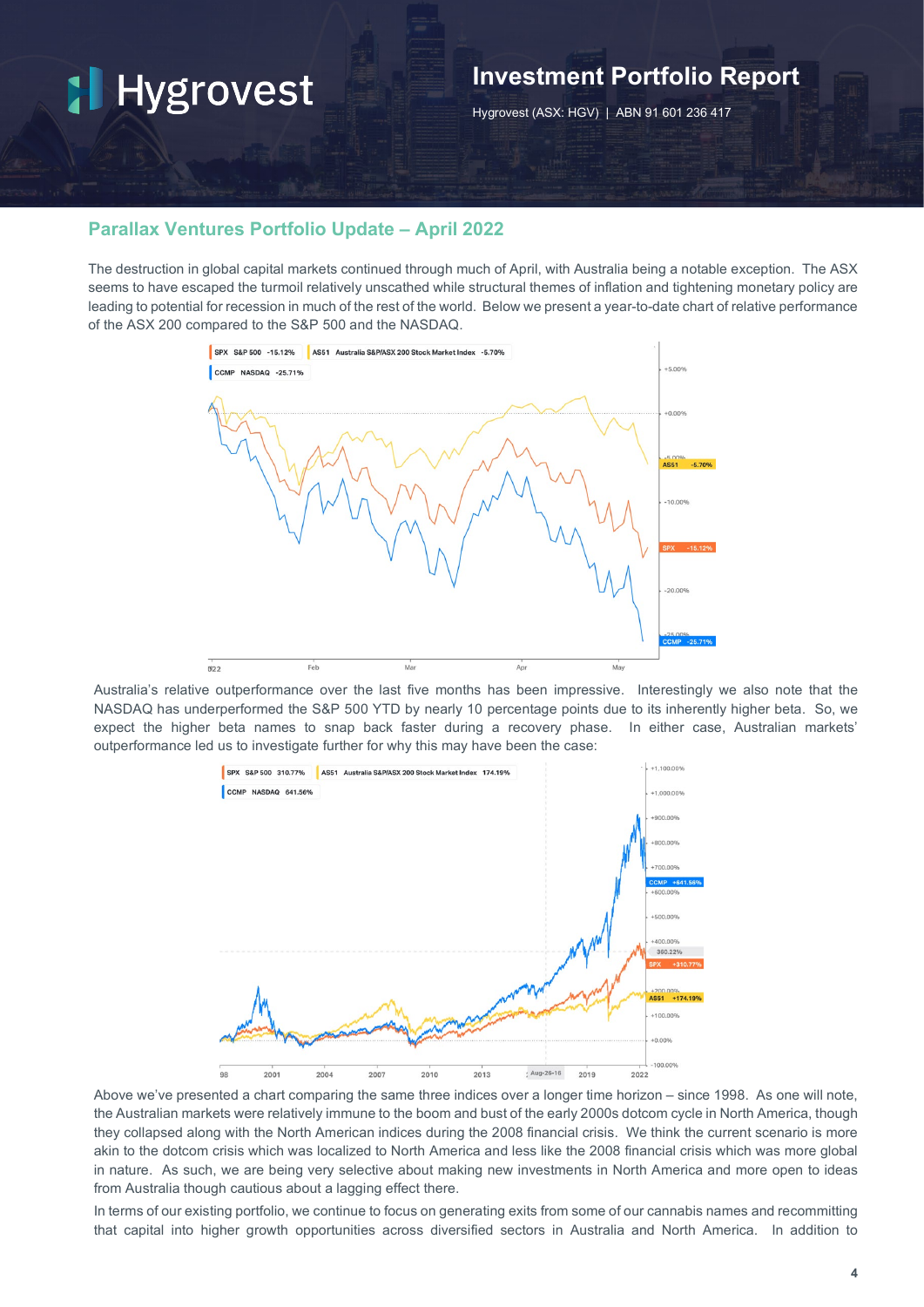## Parallax Ventures Portfolio Update – April 2022

The destruction in global capital markets continued through much of April, with Australia being a notable exception. The ASX seems to have escaped the turmoil relatively unscathed while structural themes of inflation and tightening monetary policy are leading to potential for recession in much of the rest of the world. Below we present a year-to-date chart of relative performance of the ASX 200 compared to the S&P 500 and the NASDAQ.

Australia's relative outperformance over the last five months has been impressive. Interestingly we also note that the NASDAQ has underperformed the S&P 500 YTD by nearly 10 percentage points due to its inherently higher beta. So, we expect the higher beta names to snap back faster during a recovery phase. In either case, Australian markets' outperformance led us to investigate further for why this may have been the case:

Above we've presented a chart comparing the same three indices over a longer time horizon – since 1998. As one will note, the Australian markets were relatively immune to the boom and bust of the early 2000s dotcom cycle in North America, though they collapsed along with the North American indices during the 2008 financial crisis. We think the current scenario is more akin to the dotcom crisis which was localized to North America and less like the 2008 financial crisis which was more global in nature. As such, we are being very selective about making new investments in North America and more open to ideas from Australia though cautious about a lagging effect there.

In terms of our existing portfolio, we continue to focus on generating exits from some of our cannabis names and recommitting that capital into higher growth opportunities across diversified sectors in Australia and North America. In addition to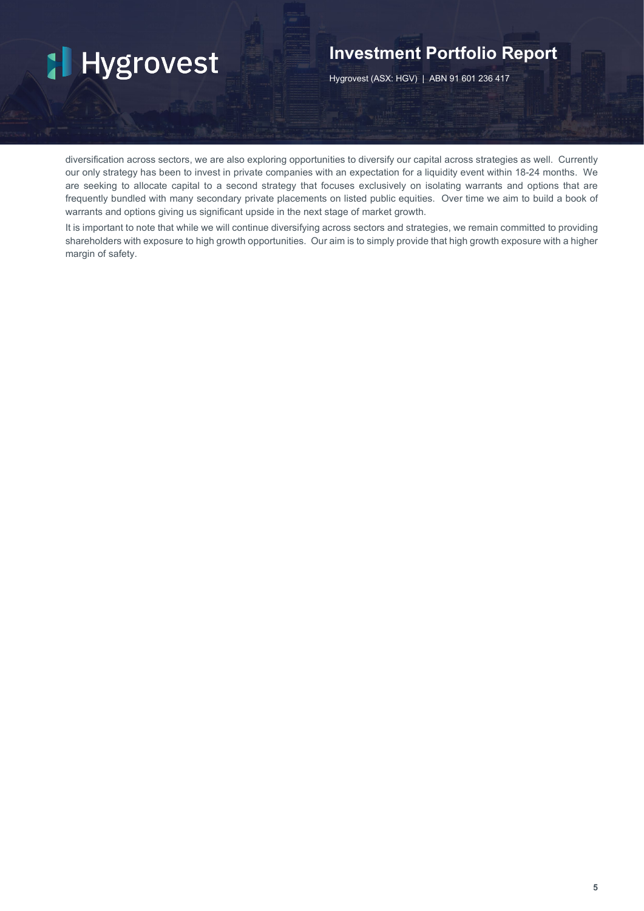diversification across sectors, we are also exploring opportunities to diversify our capital across strategies as well. Currently our only strategy has been to invest in private companies with an expectation for a liquidity event within 18-24 months. We are seeking to allocate capital to a second strategy that focuses exclusively on isolating warrants and options that are frequently bundled with many secondary private placements on listed public equities. Over time we aim to build a book of warrants and options giving us significant upside in the next stage of market growth.

It is important to note that while we will continue diversifying across sectors and strategies, we remain committed to providing shareholders with exposure to high growth opportunities. Our aim is to simply provide that high growth exposure with a higher margin of safety.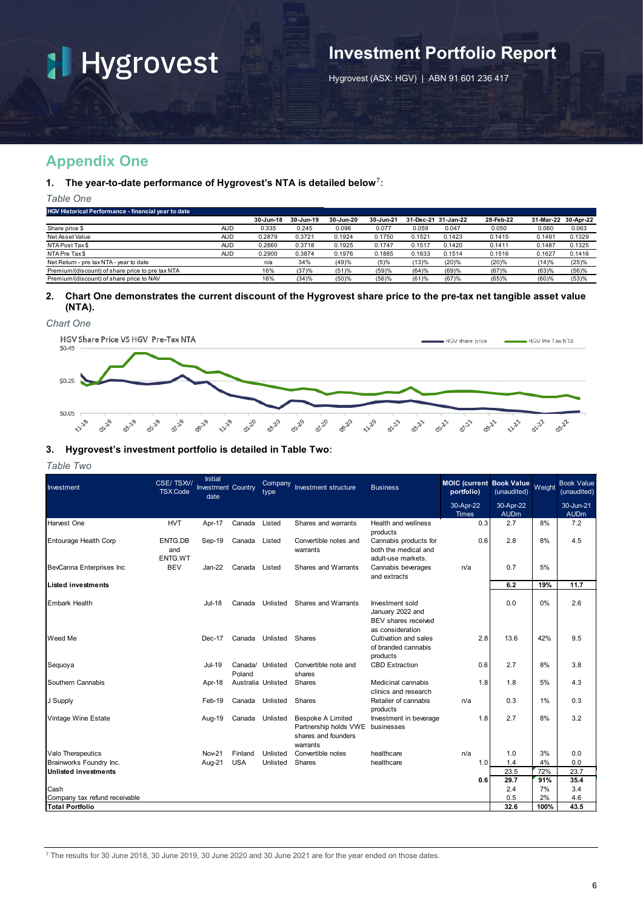# Hygrovest

## Investment Portfolio Report

Hygrovest (ASX: HGV) | ABN 91 601 236 417

## Appendix One

### 1. The year-to-date performance of Hygrovest's NTA is detailed below[7]:

*Table One*

| HGV Historical Performance - financial year to date | | 30-Jun-18 | 30-Jun-19 | 30-Jun-20 | 30-Jun-21 | 31-Dec-21 | 31-Jan-22 | 28-Feb-22 | 31-Mar-22 | 30-Apr-22 |
|---|---|---|---|---|---|---|---|---|---|---|
| Share price $ | AUD | 0.335 | 0.245 | 0.096 | 0.077 | 0.059 | 0.047 | 0.050 | 0.060 | 0.063 |
| Net Asset Value | AUD | 0.2879 | 0.3721 | 0.1924 | 0.1750 | 0.1521 | 0.1423 | 0.1415 | 0.1491 | 0.1329 |
| NTA Post Tax $ | AUD | 0.2860 | 0.3718 | 0.1925 | 0.1747 | 0.1517 | 0.1420 | 0.1411 | 0.1487 | 0.1325 |
| NTA Pre Tax $ | AUD | 0.2900 | 0.3874 | 0.1976 | 0.1885 | 0.1633 | 0.1514 | 0.1516 | 0.1627 | 0.1416 |
| Net Return - pre tax NTA - year to date | | n/a | 34% | (49)% | (5)% | (13)% | (20)% | (20)% | (14)% | (25)% |
| Premium/(discount) of share price to pre tax NTA | | 16% | (37)% | (51)% | (59)% | (64)% | (69)% | (67)% | (63)% | (56)% |
| Premium/(discount) of share price to NAV | | 16% | (34)% | (50)% | (56)% | (61)% | (67)% | (65)% | (60)% | (53)% |

### 2. Chart One demonstrates the current discount of the Hygrovest share price to the pre-tax net tangible asset value (NTA).

*Chart One*

HGV Share Price VS HGV Pre-Tax NTA

### 3. Hygrovest's investment portfolio is detailed in Table Two:

*Table Two*

| Investment | CSE/ TSXV/ TSX Code | Initial Investment date | Country | Company type | Investment structure | Business | MOIC (current portfolio) | Book Value (unaudited) | Weight | Book Value (unaudited) |
|---|---|---|---|---|---|---|---|---|---|---|
| | | | | | | | 30-Apr-22 Times | 30-Apr-22 AUDm | | 30-Jun-21 AUDm |
| Harvest One | HVT | Apr-17 | Canada | Listed | Shares and warrants | Health and wellness products | 0.3 | 2.7 | 8% | 7.2 |
| Entourage Health Corp | ENTG.DB and ENTG.WT | Sep-19 | Canada | Listed | Convertible notes and warrants | Cannabis products for both the medical and adult-use markets. | 0.6 | 2.8 | 8% | 4.5 |
| BevCanna Enterprises Inc | BEV | Jan-22 | Canada | Listed | Shares and Warrants | Cannabis beverages and extracts | n/a | 0.7 | 5% | |
| **Listed investments** | | | | | | | | **6.2** | **19%** | **11.7** |
| Embark Health | | Jul-18 | Canada | Unlisted | Shares and Warrants | Investment sold January 2022 and BEV shares received as consideration | | 0.0 | 0% | 2.6 |
| Weed Me | | Dec-17 | Canada | Unlisted | Shares | Cultivation and sales of branded cannabis products | 2.8 | 13.6 | 42% | 9.5 |
| Sequoya | | Jul-19 | Canada/ Poland | Unlisted | Convertible note and shares | CBD Extraction | 0.6 | 2.7 | 8% | 3.8 |
| Southern Cannabis | | Apr-18 | Australia | Unlisted | Shares | Medicinal cannabis clinics and research | 1.8 | 1.8 | 5% | 4.3 |
| J Supply | | Feb-19 | Canada | Unlisted | Shares | Retailer of cannabis products | n/a | 0.3 | 1% | 0.3 |
| Vintage Wine Estate | | Aug-19 | Canada | Unlisted | Bespoke A Limited Partnership holds VWE shares and founders warrants | Investment in beverage businesses | 1.8 | 2.7 | 8% | 3.2 |
| Valo Therapeutics | | Nov-21 | Finland | Unlisted | Convertible notes | healthcare | n/a | 1.0 | 3% | 0.0 |
| Brainworks Foundry Inc. | | Aug-21 | USA | Unlisted | Shares | healthcare | 1.0 | 1.4 | 4% | 0.0 |
| **Unlisted investments** | | | | | | | | 23.5 | 72% | 23.7 |
| | | | | | | | **0.6** | **29.7** | **91%** | **35.4** |
| Cash | | | | | | | | 2.4 | 7% | 3.4 |
| Company tax refund receivable | | | | | | | | 0.5 | 2% | 4.6 |
| **Total Portfolio** | | | | | | | | **32.6** | **100%** | **43.5** |

[7] The results for 30 June 2018, 30 June 2019, 30 June 2020 and 30 June 2021 are for the year ended on those dates.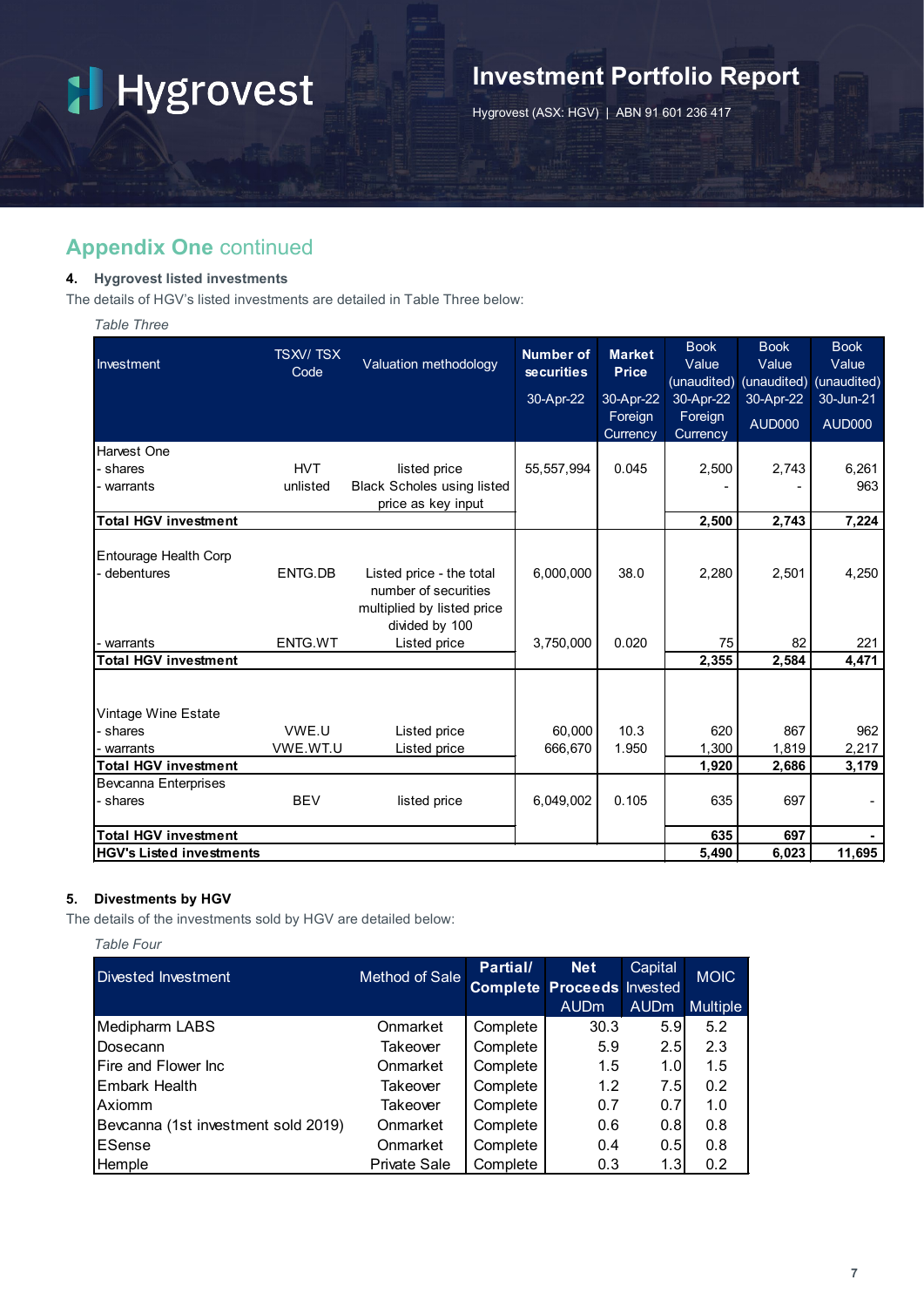# Hygrovest

## Investment Portfolio Report

Hygrovest (ASX: HGV) | ABN 91 601 236 417

## Appendix One continued

### 4. Hygrovest listed investments

The details of HGV's listed investments are detailed in Table Three below:

*Table Three*

| Investment | TSXV/ TSX Code | Valuation methodology | Number of securities 30-Apr-22 | Market Price 30-Apr-22 Foreign Currency | Book Value (unaudited) 30-Apr-22 Foreign Currency | Book Value (unaudited) 30-Apr-22 AUD000 | Book Value (unaudited) 30-Jun-21 AUD000 |
|---|---|---|---|---|---|---|---|
| Harvest One | | | | | | | |
| - shares | HVT | listed price | 55,557,994 | 0.045 | 2,500 | 2,743 | 6,261 |
| - warrants | unlisted | Black Scholes using listed price as key input | | | - | - | 963 |
| **Total HGV investment** | | | | | **2,500** | **2,743** | **7,224** |
| Entourage Health Corp | | | | | | | |
| - debentures | ENTG.DB | Listed price - the total number of securities multiplied by listed price divided by 100 | 6,000,000 | 38.0 | 2,280 | 2,501 | 4,250 |
| - warrants | ENTG.WT | Listed price | 3,750,000 | 0.020 | 75 | 82 | 221 |
| **Total HGV investment** | | | | | **2,355** | **2,584** | **4,471** |
| Vintage Wine Estate | | | | | | | |
| - shares | VWE.U | Listed price | 60,000 | 10.3 | 620 | 867 | 962 |
| - warrants | VWE.WT.U | Listed price | 666,670 | 1.950 | 1,300 | 1,819 | 2,217 |
| **Total HGV investment** | | | | | **1,920** | **2,686** | **3,179** |
| Bevcanna Enterprises | | | | | | | |
| - shares | BEV | listed price | 6,049,002 | 0.105 | 635 | 697 | - |
| **Total HGV investment** | | | | | **635** | **697** | **-** |
| **HGV's Listed investments** | | | | | **5,490** | **6,023** | **11,695** |

### 5. Divestments by HGV

The details of the investments sold by HGV are detailed below:

*Table Four*

| Divested Investment | Method of Sale | Partial/ Complete | Net Proceeds AUDm | Capital Invested AUDm | MOIC Multiple |
|---|---|---|---|---|---|
| Medipharm LABS | Onmarket | Complete | 30.3 | 5.9 | 5.2 |
| Dosecann | Takeover | Complete | 5.9 | 2.5 | 2.3 |
| Fire and Flower Inc | Onmarket | Complete | 1.5 | 1.0 | 1.5 |
| Embark Health | Takeover | Complete | 1.2 | 7.5 | 0.2 |
| Axiomm | Takeover | Complete | 0.7 | 0.7 | 1.0 |
| Bevcanna (1st investment sold 2019) | Onmarket | Complete | 0.6 | 0.8 | 0.8 |
| ESense | Onmarket | Complete | 0.4 | 0.5 | 0.8 |
| Hemple | Private Sale | Complete | 0.3 | 1.3 | 0.2 |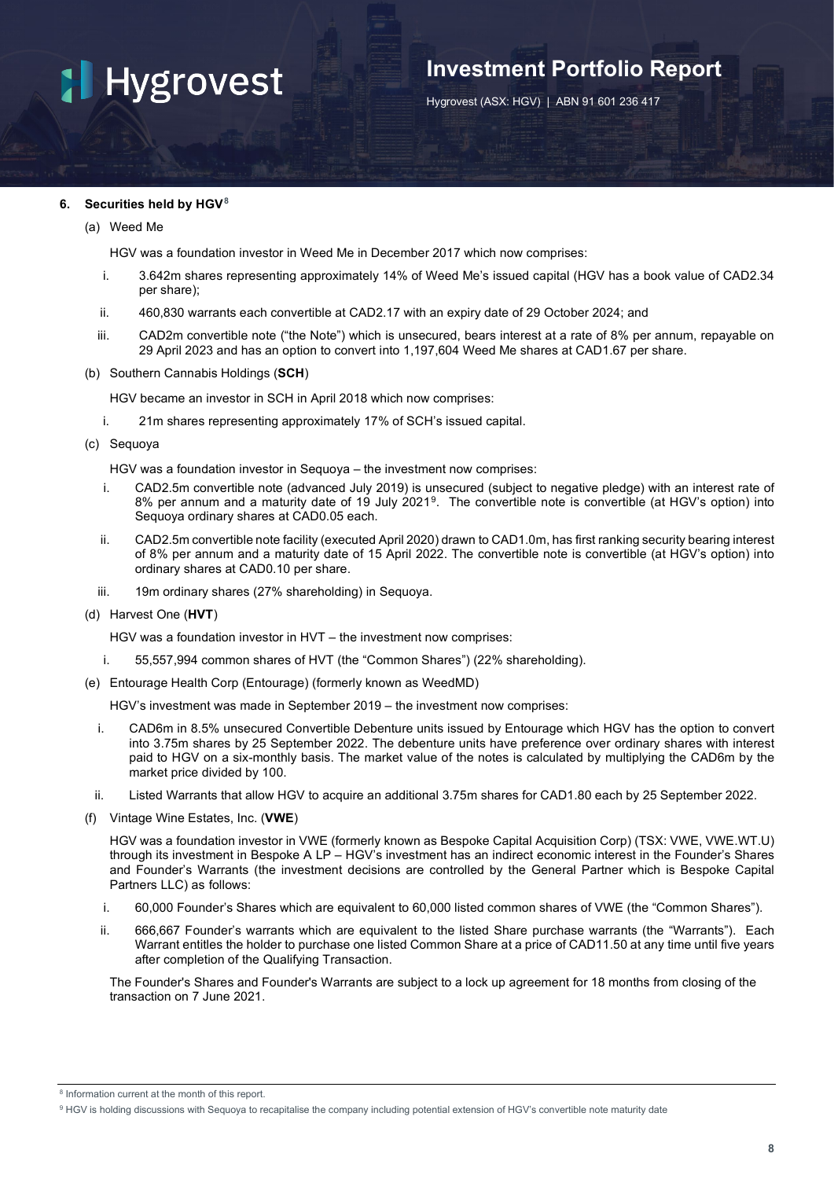## 6. Securities held by HGV[8]

(a) Weed Me

HGV was a foundation investor in Weed Me in December 2017 which now comprises:

i. 3.642m shares representing approximately 14% of Weed Me's issued capital (HGV has a book value of CAD2.34 per share);

ii. 460,830 warrants each convertible at CAD2.17 with an expiry date of 29 October 2024; and

iii. CAD2m convertible note ("the Note") which is unsecured, bears interest at a rate of 8% per annum, repayable on 29 April 2023 and has an option to convert into 1,197,604 Weed Me shares at CAD1.67 per share.

(b) Southern Cannabis Holdings (**SCH**)

HGV became an investor in SCH in April 2018 which now comprises:

i. 21m shares representing approximately 17% of SCH's issued capital.

(c) Sequoya

HGV was a foundation investor in Sequoya – the investment now comprises:

i. CAD2.5m convertible note (advanced July 2019) is unsecured (subject to negative pledge) with an interest rate of 8% per annum and a maturity date of 19 July 2021[9]. The convertible note is convertible (at HGV's option) into Sequoya ordinary shares at CAD0.05 each.

ii. CAD2.5m convertible note facility (executed April 2020) drawn to CAD1.0m, has first ranking security bearing interest of 8% per annum and a maturity date of 15 April 2022. The convertible note is convertible (at HGV's option) into ordinary shares at CAD0.10 per share.

iii. 19m ordinary shares (27% shareholding) in Sequoya.

(d) Harvest One (**HVT**)

HGV was a foundation investor in HVT – the investment now comprises:

i. 55,557,994 common shares of HVT (the "Common Shares") (22% shareholding).

(e) Entourage Health Corp (Entourage) (formerly known as WeedMD)

HGV's investment was made in September 2019 – the investment now comprises:

i. CAD6m in 8.5% unsecured Convertible Debenture units issued by Entourage which HGV has the option to convert into 3.75m shares by 25 September 2022. The debenture units have preference over ordinary shares with interest paid to HGV on a six-monthly basis. The market value of the notes is calculated by multiplying the CAD6m by the market price divided by 100.

ii. Listed Warrants that allow HGV to acquire an additional 3.75m shares for CAD1.80 each by 25 September 2022.

(f) Vintage Wine Estates, Inc. (**VWE**)

HGV was a foundation investor in VWE (formerly known as Bespoke Capital Acquisition Corp) (TSX: VWE, VWE.WT.U) through its investment in Bespoke A LP – HGV's investment has an indirect economic interest in the Founder's Shares and Founder's Warrants (the investment decisions are controlled by the General Partner which is Bespoke Capital Partners LLC) as follows:

i. 60,000 Founder's Shares which are equivalent to 60,000 listed common shares of VWE (the "Common Shares").

ii. 666,667 Founder's warrants which are equivalent to the listed Share purchase warrants (the "Warrants"). Each Warrant entitles the holder to purchase one listed Common Share at a price of CAD11.50 at any time until five years after completion of the Qualifying Transaction.

The Founder's Shares and Founder's Warrants are subject to a lock up agreement for 18 months from closing of the transaction on 7 June 2021.

---

[8] Information current at the month of this report.

[9] HGV is holding discussions with Sequoya to recapitalise the company including potential extension of HGV's convertible note maturity date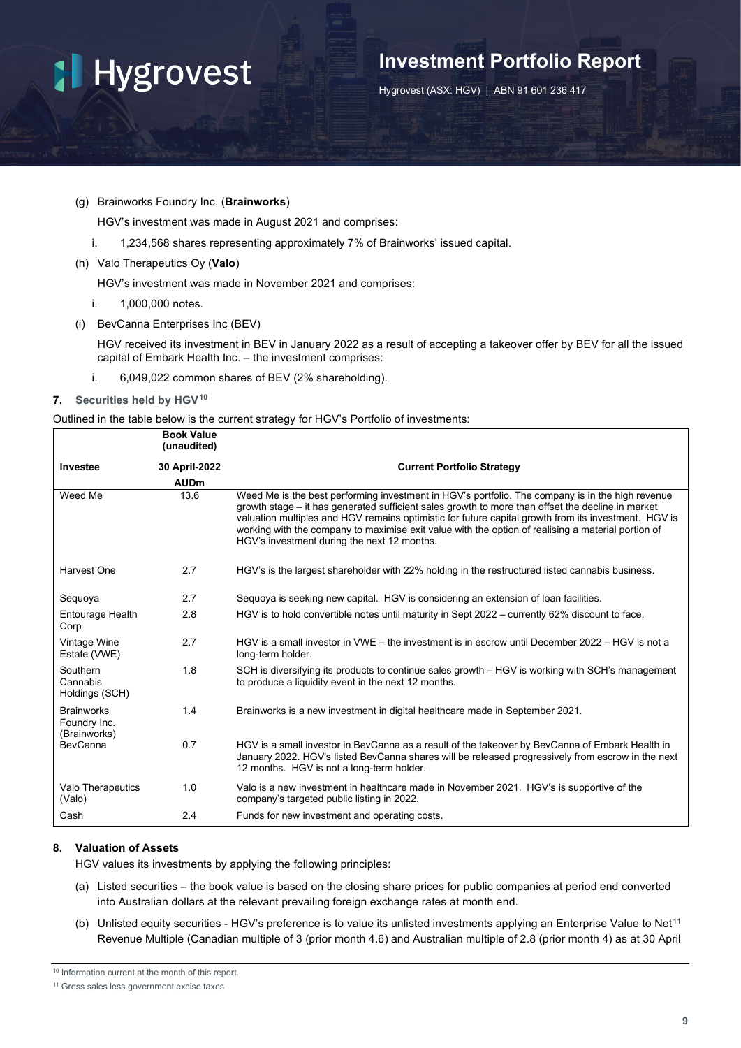(g) Brainworks Foundry Inc. (**Brainworks**)

HGV's investment was made in August 2021 and comprises:

i. 1,234,568 shares representing approximately 7% of Brainworks' issued capital.

(h) Valo Therapeutics Oy (**Valo**)

HGV's investment was made in November 2021 and comprises:

i. 1,000,000 notes.

(i) BevCanna Enterprises Inc (BEV)

HGV received its investment in BEV in January 2022 as a result of accepting a takeover offer by BEV for all the issued capital of Embark Health Inc. – the investment comprises:

i. 6,049,022 common shares of BEV (2% shareholding).

## 7. Securities held by HGV[10]

Outlined in the table below is the current strategy for HGV's Portfolio of investments:

| Investee | Book Value (unaudited) 30 April-2022 AUDm | Current Portfolio Strategy |
|---|---|---|
| Weed Me | 13.6 | Weed Me is the best performing investment in HGV's portfolio. The company is in the high revenue growth stage – it has generated sufficient sales growth to more than offset the decline in market valuation multiples and HGV remains optimistic for future capital growth from its investment. HGV is working with the company to maximise exit value with the option of realising a material portion of HGV's investment during the next 12 months. |
| Harvest One | 2.7 | HGV's is the largest shareholder with 22% holding in the restructured listed cannabis business. |
| Sequoya | 2.7 | Sequoya is seeking new capital. HGV is considering an extension of loan facilities. |
| Entourage Health Corp | 2.8 | HGV is to hold convertible notes until maturity in Sept 2022 – currently 62% discount to face. |
| Vintage Wine Estate (VWE) | 2.7 | HGV is a small investor in VWE – the investment is in escrow until December 2022 – HGV is not a long-term holder. |
| Southern Cannabis Holdings (SCH) | 1.8 | SCH is diversifying its products to continue sales growth – HGV is working with SCH's management to produce a liquidity event in the next 12 months. |
| Brainworks Foundry Inc. (Brainworks) | 1.4 | Brainworks is a new investment in digital healthcare made in September 2021. |
| BevCanna | 0.7 | HGV is a small investor in BevCanna as a result of the takeover by BevCanna of Embark Health in January 2022. HGV's listed BevCanna shares will be released progressively from escrow in the next 12 months. HGV is not a long-term holder. |
| Valo Therapeutics (Valo) | 1.0 | Valo is a new investment in healthcare made in November 2021. HGV's is supportive of the company's targeted public listing in 2022. |
| Cash | 2.4 | Funds for new investment and operating costs. |

## 8. Valuation of Assets

HGV values its investments by applying the following principles:

(a) Listed securities – the book value is based on the closing share prices for public companies at period end converted into Australian dollars at the relevant prevailing foreign exchange rates at month end.

(b) Unlisted equity securities - HGV's preference is to value its unlisted investments applying an Enterprise Value to Net[11] Revenue Multiple (Canadian multiple of 3 (prior month 4.6) and Australian multiple of 2.8 (prior month 4) as at 30 April

[10] Information current at the month of this report.

[11] Gross sales less government excise taxes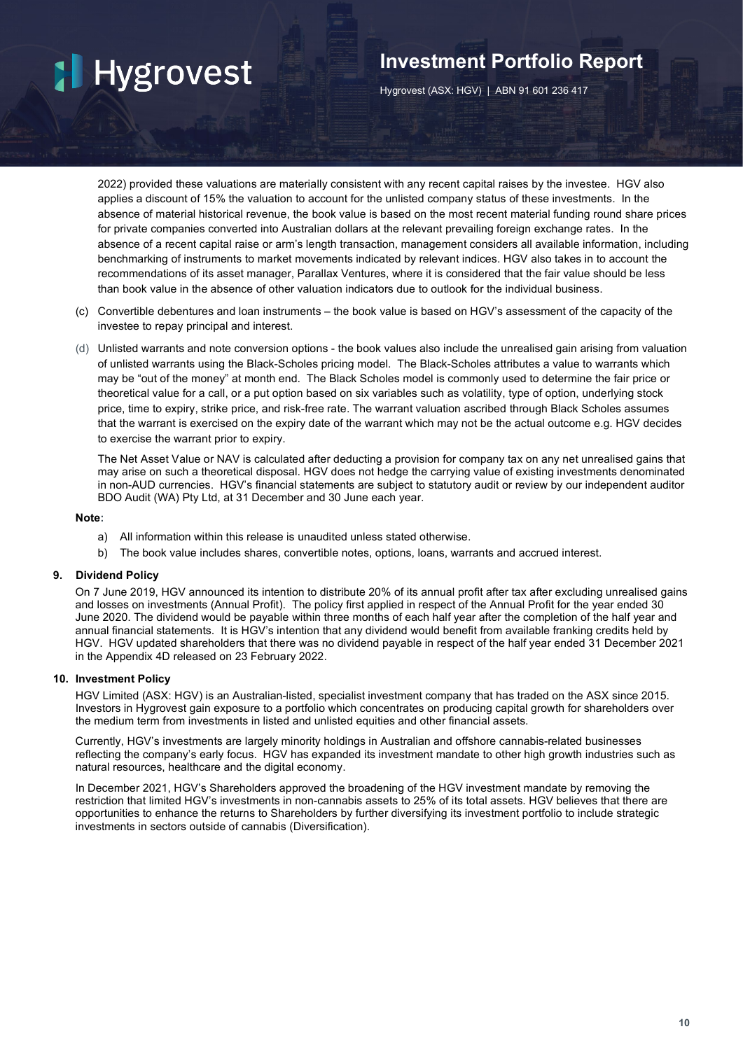2022) provided these valuations are materially consistent with any recent capital raises by the investee. HGV also applies a discount of 15% the valuation to account for the unlisted company status of these investments. In the absence of material historical revenue, the book value is based on the most recent material funding round share prices for private companies converted into Australian dollars at the relevant prevailing foreign exchange rates. In the absence of a recent capital raise or arm's length transaction, management considers all available information, including benchmarking of instruments to market movements indicated by relevant indices. HGV also takes in to account the recommendations of its asset manager, Parallax Ventures, where it is considered that the fair value should be less than book value in the absence of other valuation indicators due to outlook for the individual business.

(c) Convertible debentures and loan instruments – the book value is based on HGV's assessment of the capacity of the investee to repay principal and interest.

(d) Unlisted warrants and note conversion options - the book values also include the unrealised gain arising from valuation of unlisted warrants using the Black-Scholes pricing model. The Black-Scholes attributes a value to warrants which may be "out of the money" at month end. The Black Scholes model is commonly used to determine the fair price or theoretical value for a call, or a put option based on six variables such as volatility, type of option, underlying stock price, time to expiry, strike price, and risk-free rate. The warrant valuation ascribed through Black Scholes assumes that the warrant is exercised on the expiry date of the warrant which may not be the actual outcome e.g. HGV decides to exercise the warrant prior to expiry.

The Net Asset Value or NAV is calculated after deducting a provision for company tax on any net unrealised gains that may arise on such a theoretical disposal. HGV does not hedge the carrying value of existing investments denominated in non-AUD currencies. HGV's financial statements are subject to statutory audit or review by our independent auditor BDO Audit (WA) Pty Ltd, at 31 December and 30 June each year.

**Note**:

a) All information within this release is unaudited unless stated otherwise.
b) The book value includes shares, convertible notes, options, loans, warrants and accrued interest.

### 9. Dividend Policy

On 7 June 2019, HGV announced its intention to distribute 20% of its annual profit after tax after excluding unrealised gains and losses on investments (Annual Profit). The policy first applied in respect of the Annual Profit for the year ended 30 June 2020. The dividend would be payable within three months of each half year after the completion of the half year and annual financial statements. It is HGV's intention that any dividend would benefit from available franking credits held by HGV. HGV updated shareholders that there was no dividend payable in respect of the half year ended 31 December 2021 in the Appendix 4D released on 23 February 2022.

### 10. Investment Policy

HGV Limited (ASX: HGV) is an Australian-listed, specialist investment company that has traded on the ASX since 2015. Investors in Hygrovest gain exposure to a portfolio which concentrates on producing capital growth for shareholders over the medium term from investments in listed and unlisted equities and other financial assets.

Currently, HGV's investments are largely minority holdings in Australian and offshore cannabis-related businesses reflecting the company's early focus. HGV has expanded its investment mandate to other high growth industries such as natural resources, healthcare and the digital economy.

In December 2021, HGV's Shareholders approved the broadening of the HGV investment mandate by removing the restriction that limited HGV's investments in non-cannabis assets to 25% of its total assets. HGV believes that there are opportunities to enhance the returns to Shareholders by further diversifying its investment portfolio to include strategic investments in sectors outside of cannabis (Diversification).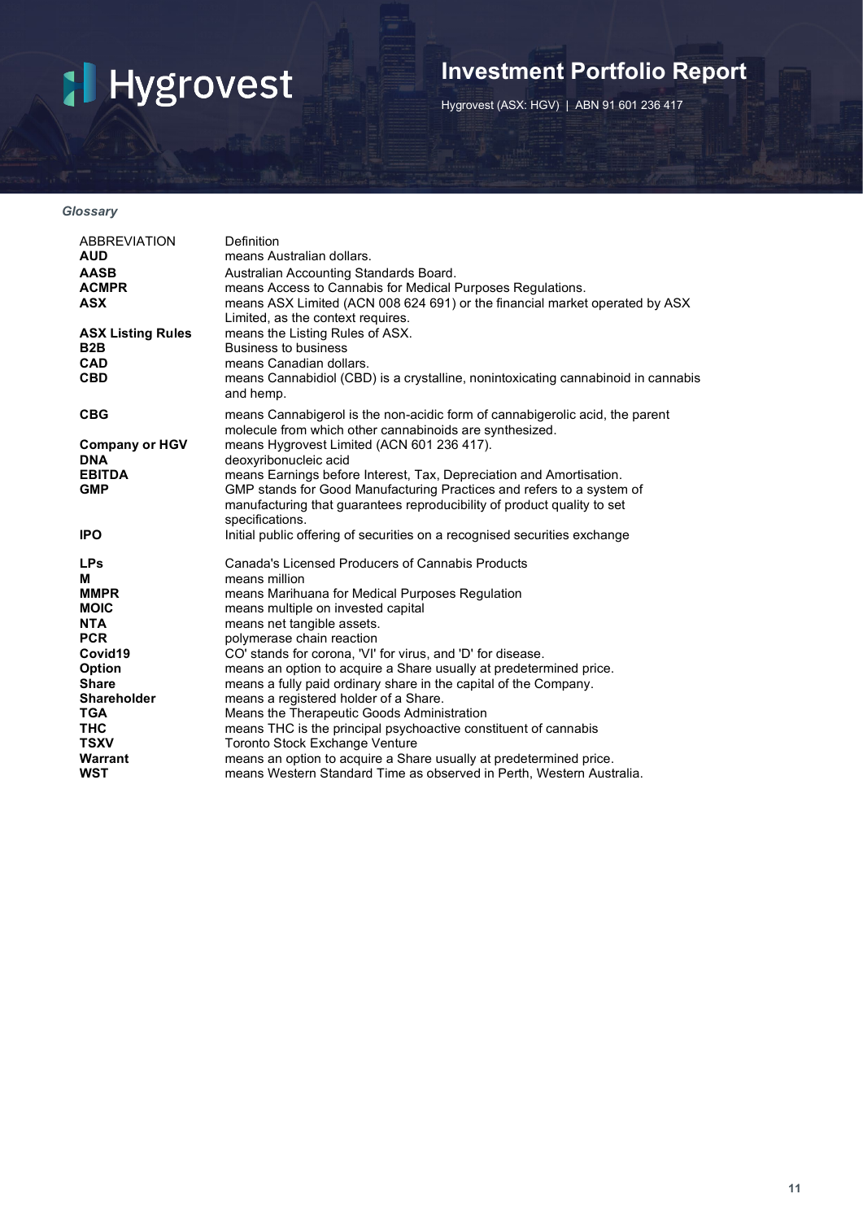*Glossary*

| ABBREVIATION | Definition |
|---|---|
| **AUD** | means Australian dollars. |
| **AASB** | Australian Accounting Standards Board. |
| **ACMPR** | means Access to Cannabis for Medical Purposes Regulations. |
| **ASX** | means ASX Limited (ACN 008 624 691) or the financial market operated by ASX Limited, as the context requires. |
| **ASX Listing Rules** | means the Listing Rules of ASX. |
| **B2B** | Business to business |
| **CAD** | means Canadian dollars. |
| **CBD** | means Cannabidiol (CBD) is a crystalline, nonintoxicating cannabinoid in cannabis and hemp. |
| **CBG** | means Cannabigerol is the non-acidic form of cannabigerolic acid, the parent molecule from which other cannabinoids are synthesized. |
| **Company or HGV** | means Hygrovest Limited (ACN 601 236 417). |
| **DNA** | deoxyribonucleic acid |
| **EBITDA** | means Earnings before Interest, Tax, Depreciation and Amortisation. |
| **GMP** | GMP stands for Good Manufacturing Practices and refers to a system of manufacturing that guarantees reproducibility of product quality to set specifications. |
| **IPO** | Initial public offering of securities on a recognised securities exchange |
| **LPs** | Canada's Licensed Producers of Cannabis Products |
| **M** | means million |
| **MMPR** | means Marihuana for Medical Purposes Regulation |
| **MOIC** | means multiple on invested capital |
| **NTA** | means net tangible assets. |
| **PCR** | polymerase chain reaction |
| **Covid19** | CO' stands for corona, 'VI' for virus, and 'D' for disease. |
| **Option** | means an option to acquire a Share usually at predetermined price. |
| **Share** | means a fully paid ordinary share in the capital of the Company. |
| **Shareholder** | means a registered holder of a Share. |
| **TGA** | Means the Therapeutic Goods Administration |
| **THC** | means THC is the principal psychoactive constituent of cannabis |
| **TSXV** | Toronto Stock Exchange Venture |
| **Warrant** | means an option to acquire a Share usually at predetermined price. |
| **WST** | means Western Standard Time as observed in Perth, Western Australia. |